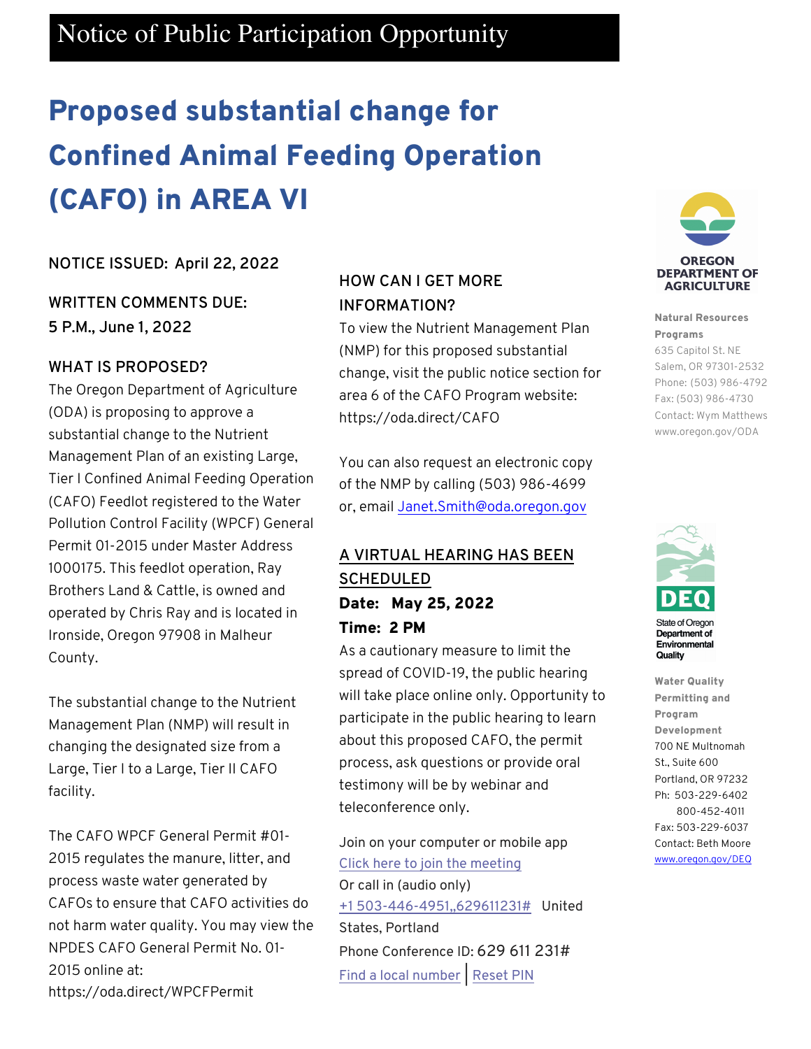# Notice of Public Participation Opportunity

# Proposed substantial change for Confined Animal Feeding Operation (CAFO) in AREA VI

**NOTICE ISSUED: April 22, 2022**

**WRITTEN COMMENTS DUE: 5 P.M., June 1, 2022**

## WHAT IS PROPOSED?

The Oregon Department of Agriculture (ODA) is proposing to approve a substantial change to the Nutrient Management Plan of an existing Large, Tier I Confined Animal Feeding Operation (CAFO) Feedlot registered to the Water Pollution Control Facility (WPCF) General Permit 01-2015 under Master Address 1000175. This feedlot operation, Ray Brothers Land & Cattle, is owned and operated by Chris Ray and is located in Ironside, Oregon 97908 in Malheur County.

The substantial change to the Nutrient Management Plan (NMP) will result in changing the designated size from a Large, Tier I to a Large, Tier II CAFO facility.

The CAFO WPCF General Permit #01-2015 regulates the manure, litter, and process waste water generated by CAFOs to ensure that CAFO activities do not harm water quality. You may view the NPDES CAFO General Permit No. 01-2015 online at: https://oda.direct/WPCFPermit

## HOW CAN I GET MORE INFORMATION?

To view the Nutrient Management Plan (NMP) for this proposed substantial change, visit the public notice section for area 6 of the CAFO Program website: https://oda.direct/CAFO

You can also request an electronic copy of the NMP by calling (503) 986-4699 or, email Janet.Smith@oda.oregon.gov

## A VIRTUAL HEARING HAS BEEN SCHEDULED

**Date: May 25, 2022**

**Time: 2 PM**

As a cautionary measure to limit the spread of COVID-19, the public hearing will take place online only. Opportunity to participate in the public hearing to learn about this proposed CAFO, the permit process, ask questions or provide oral testimony will be by webinar and teleconference only.

Join on your computer or mobile app
Click here to join the meeting
Or call in (audio only)
+1 503-446-4951,,629611231# United States, Portland
Phone Conference ID: 629 611 231#
Find a local number | Reset PIN

---

OREGON DEPARTMENT OF AGRICULTURE

**Natural Resources Programs**
635 Capitol St. NE
Salem, OR 97301-2532
Phone: (503) 986-4792
Fax: (503) 986-4730
Contact: Wym Matthews
www.oregon.gov/ODA

DEQ
State of Oregon Department of Environmental Quality

**Water Quality Permitting and Program Development**
700 NE Multnomah St., Suite 600
Portland, OR 97232
Ph: 503-229-6402
800-452-4011
Fax: 503-229-6037
Contact: Beth Moore
www.oregon.gov/DEQ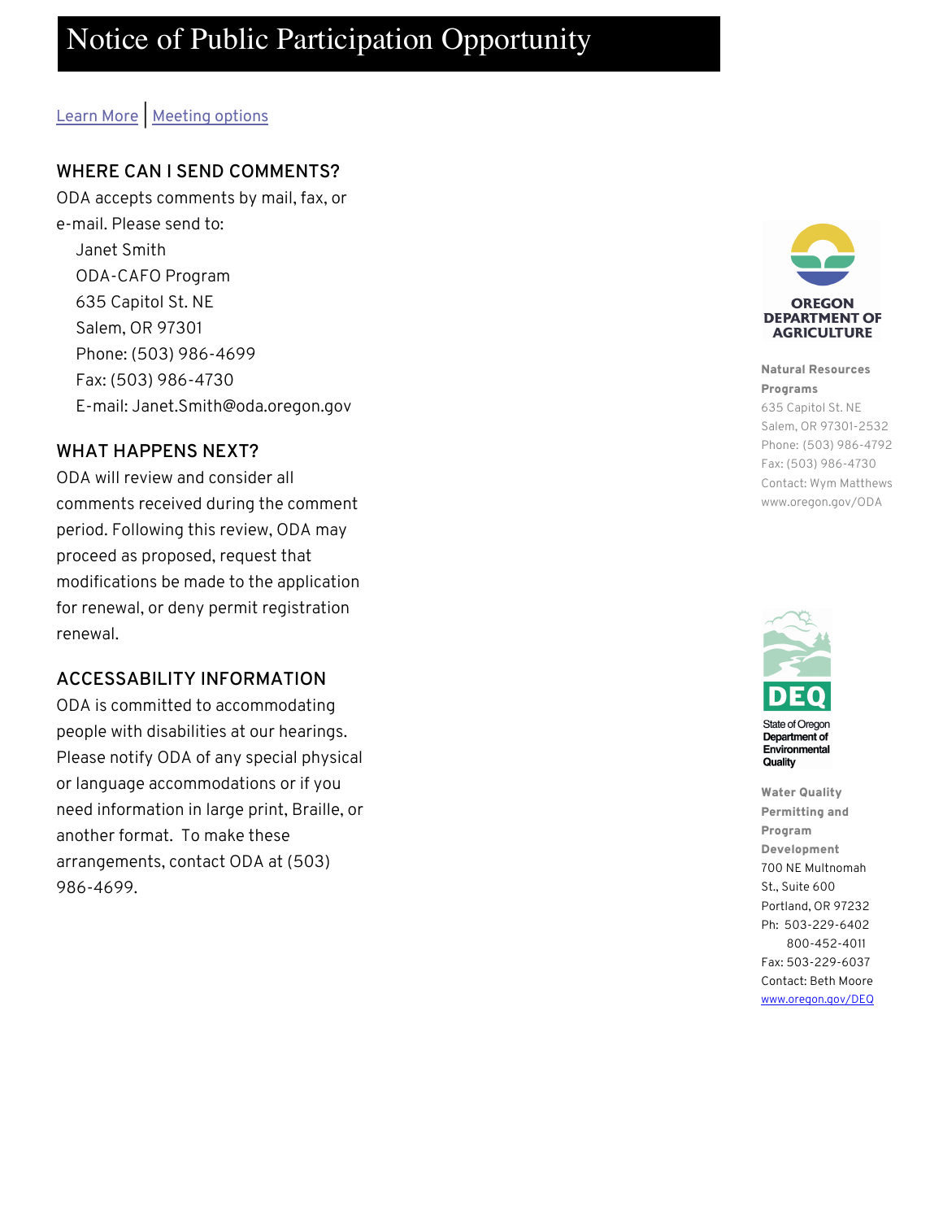# Notice of Public Participation Opportunity

Learn More | Meeting options

## WHERE CAN I SEND COMMENTS?

ODA accepts comments by mail, fax, or e-mail. Please send to:

Janet Smith
ODA-CAFO Program
635 Capitol St. NE
Salem, OR 97301
Phone: (503) 986-4699
Fax: (503) 986-4730
E-mail: Janet.Smith@oda.oregon.gov

## WHAT HAPPENS NEXT?

ODA will review and consider all comments received during the comment period. Following this review, ODA may proceed as proposed, request that modifications be made to the application for renewal, or deny permit registration renewal.

## ACCESSABILITY INFORMATION

ODA is committed to accommodating people with disabilities at our hearings. Please notify ODA of any special physical or language accommodations or if you need information in large print, Braille, or another format. To make these arrangements, contact ODA at (503) 986-4699.

OREGON DEPARTMENT OF AGRICULTURE

**Natural Resources Programs**
635 Capitol St. NE
Salem, OR 97301-2532
Phone: (503) 986-4792
Fax: (503) 986-4730
Contact: Wym Matthews
www.oregon.gov/ODA

DEQ
State of Oregon Department of Environmental Quality

**Water Quality Permitting and Program Development**
700 NE Multnomah St., Suite 600
Portland, OR 97232
Ph: 503-229-6402
800-452-4011
Fax: 503-229-6037
Contact: Beth Moore
www.oregon.gov/DEQ